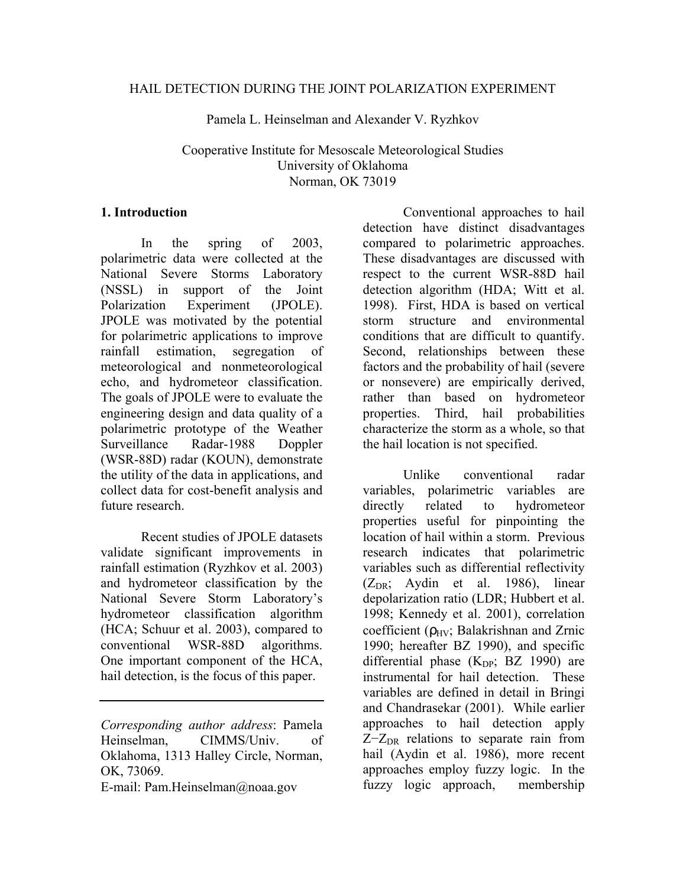# HAIL DETECTION DURING THE JOINT POLARIZATION EXPERIMENT

Pamela L. Heinselman and Alexander V. Ryzhkov

Cooperative Institute for Mesoscale Meteorological Studies
University of Oklahoma
Norman, OK 73019

## 1. Introduction

In the spring of 2003, polarimetric data were collected at the National Severe Storms Laboratory (NSSL) in support of the Joint Polarization Experiment (JPOLE). JPOLE was motivated by the potential for polarimetric applications to improve rainfall estimation, segregation of meteorological and nonmeteorological echo, and hydrometeor classification. The goals of JPOLE were to evaluate the engineering design and data quality of a polarimetric prototype of the Weather Surveillance Radar-1988 Doppler (WSR-88D) radar (KOUN), demonstrate the utility of the data in applications, and collect data for cost-benefit analysis and future research.

Recent studies of JPOLE datasets validate significant improvements in rainfall estimation (Ryzhkov et al. 2003) and hydrometeor classification by the National Severe Storm Laboratory's hydrometeor classification algorithm (HCA; Schuur et al. 2003), compared to conventional WSR-88D algorithms. One important component of the HCA, hail detection, is the focus of this paper.

---

*Corresponding author address*: Pamela Heinselman, CIMMS/Univ. of Oklahoma, 1313 Halley Circle, Norman, OK, 73069.
E-mail: Pam.Heinselman@noaa.gov

Conventional approaches to hail detection have distinct disadvantages compared to polarimetric approaches. These disadvantages are discussed with respect to the current WSR-88D hail detection algorithm (HDA; Witt et al. 1998). First, HDA is based on vertical storm structure and environmental conditions that are difficult to quantify. Second, relationships between these factors and the probability of hail (severe or nonsevere) are empirically derived, rather than based on hydrometeor properties. Third, hail probabilities characterize the storm as a whole, so that the hail location is not specified.

Unlike conventional radar variables, polarimetric variables are directly related to hydrometeor properties useful for pinpointing the location of hail within a storm. Previous research indicates that polarimetric variables such as differential reflectivity ($Z_{DR}$; Aydin et al. 1986), linear depolarization ratio (LDR; Hubbert et al. 1998; Kennedy et al. 2001), correlation coefficient ($\rho_{HV}$; Balakrishnan and Zrnic 1990; hereafter BZ 1990), and specific differential phase ($K_{DP}$; BZ 1990) are instrumental for hail detection. These variables are defined in detail in Bringi and Chandrasekar (2001). While earlier approaches to hail detection apply $Z$−$Z_{DR}$ relations to separate rain from hail (Aydin et al. 1986), more recent approaches employ fuzzy logic. In the fuzzy logic approach, membership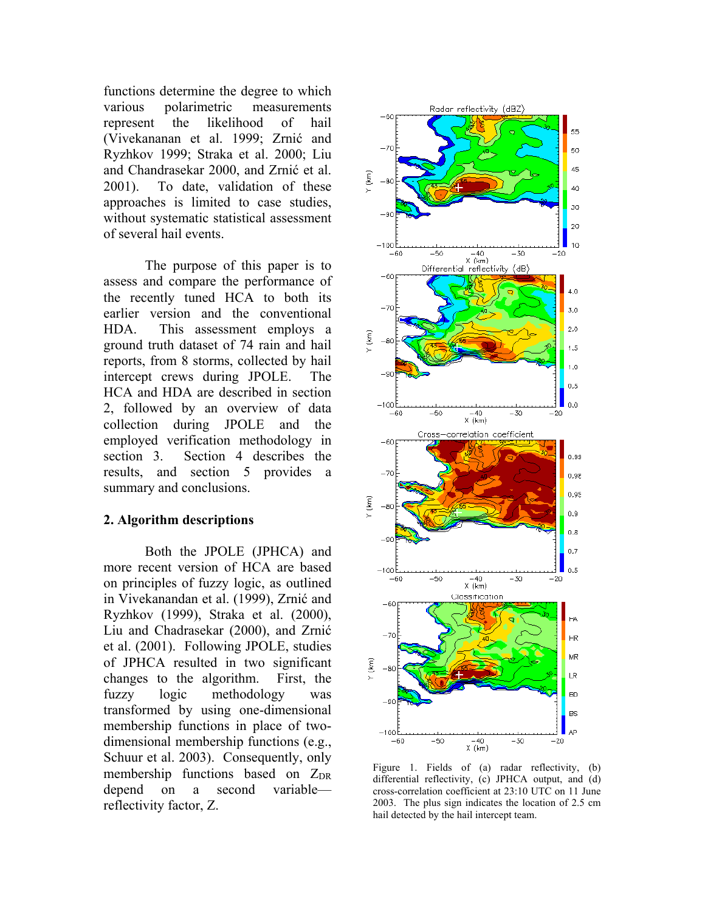functions determine the degree to which various polarimetric measurements represent the likelihood of hail (Vivekananan et al. 1999; Zrnić and Ryzhkov 1999; Straka et al. 2000; Liu and Chandrasekar 2000, and Zrnić et al. 2001). To date, validation of these approaches is limited to case studies, without systematic statistical assessment of several hail events.

The purpose of this paper is to assess and compare the performance of the recently tuned HCA to both its earlier version and the conventional HDA. This assessment employs a ground truth dataset of 74 rain and hail reports, from 8 storms, collected by hail intercept crews during JPOLE. The HCA and HDA are described in section 2, followed by an overview of data collection during JPOLE and the employed verification methodology in section 3. Section 4 describes the results, and section 5 provides a summary and conclusions.

## 2. Algorithm descriptions

Both the JPOLE (JPHCA) and more recent version of HCA are based on principles of fuzzy logic, as outlined in Vivekanandan et al. (1999), Zrnić and Ryzhkov (1999), Straka et al. (2000), Liu and Chadrasekar (2000), and Zrnić et al. (2001). Following JPOLE, studies of JPHCA resulted in two significant changes to the algorithm. First, the fuzzy logic methodology was transformed by using one-dimensional membership functions in place of two-dimensional membership functions (e.g., Schuur et al. 2003). Consequently, only membership functions based on $Z_{DR}$ depend on a second variable—reflectivity factor, Z.

Figure 1. Fields of (a) radar reflectivity, (b) differential reflectivity, (c) JPHCA output, and (d) cross-correlation coefficient at 23:10 UTC on 11 June 2003. The plus sign indicates the location of 2.5 cm hail detected by the hail intercept team.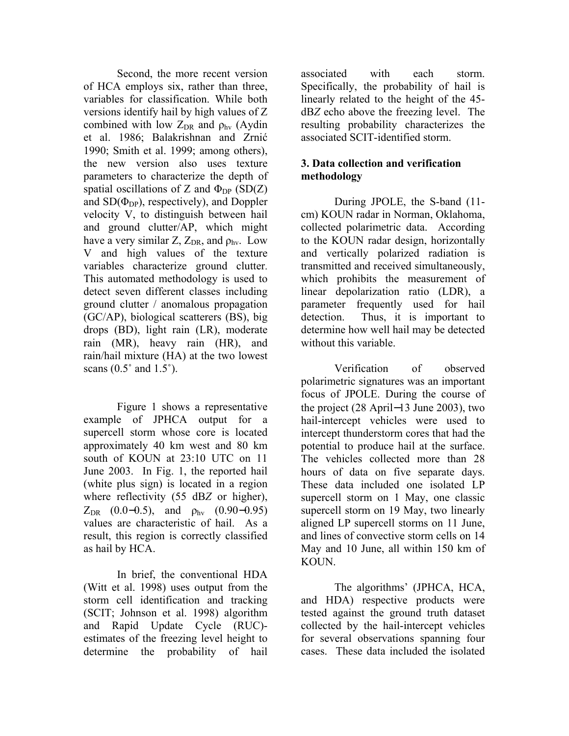Second, the more recent version of HCA employs six, rather than three, variables for classification. While both versions identify hail by high values of Z combined with low $Z_{DR}$ and $\rho_{hv}$ (Aydin et al. 1986; Balakrishnan and Zrnić 1990; Smith et al. 1999; among others), the new version also uses texture parameters to characterize the depth of spatial oscillations of Z and $\Phi_{DP}$ (SD(Z) and SD($\Phi_{DP}$), respectively), and Doppler velocity V, to distinguish between hail and ground clutter/AP, which might have a very similar Z, $Z_{DR}$, and $\rho_{hv}$. Low V and high values of the texture variables characterize ground clutter. This automated methodology is used to detect seven different classes including ground clutter / anomalous propagation (GC/AP), biological scatterers (BS), big drops (BD), light rain (LR), moderate rain (MR), heavy rain (HR), and rain/hail mixture (HA) at the two lowest scans (0.5˚ and 1.5˚).

Figure 1 shows a representative example of JPHCA output for a supercell storm whose core is located approximately 40 km west and 80 km south of KOUN at 23:10 UTC on 11 June 2003. In Fig. 1, the reported hail (white plus sign) is located in a region where reflectivity (55 dB*Z* or higher), $Z_{DR}$ (0.0−0.5), and $\rho_{hv}$ (0.90−0.95) values are characteristic of hail. As a result, this region is correctly classified as hail by HCA.

In brief, the conventional HDA (Witt et al. 1998) uses output from the storm cell identification and tracking (SCIT; Johnson et al. 1998) algorithm and Rapid Update Cycle (RUC)-estimates of the freezing level height to determine the probability of hail associated with each storm. Specifically, the probability of hail is linearly related to the height of the 45-dB*Z* echo above the freezing level. The resulting probability characterizes the associated SCIT-identified storm.

## 3. Data collection and verification methodology

During JPOLE, the S-band (11-cm) KOUN radar in Norman, Oklahoma, collected polarimetric data. According to the KOUN radar design, horizontally and vertically polarized radiation is transmitted and received simultaneously, which prohibits the measurement of linear depolarization ratio (LDR), a parameter frequently used for hail detection. Thus, it is important to determine how well hail may be detected without this variable.

Verification of observed polarimetric signatures was an important focus of JPOLE. During the course of the project (28 April−13 June 2003), two hail-intercept vehicles were used to intercept thunderstorm cores that had the potential to produce hail at the surface. The vehicles collected more than 28 hours of data on five separate days. These data included one isolated LP supercell storm on 1 May, one classic supercell storm on 19 May, two linearly aligned LP supercell storms on 11 June, and lines of convective storm cells on 14 May and 10 June, all within 150 km of KOUN.

The algorithms' (JPHCA, HCA, and HDA) respective products were tested against the ground truth dataset collected by the hail-intercept vehicles for several observations spanning four cases. These data included the isolated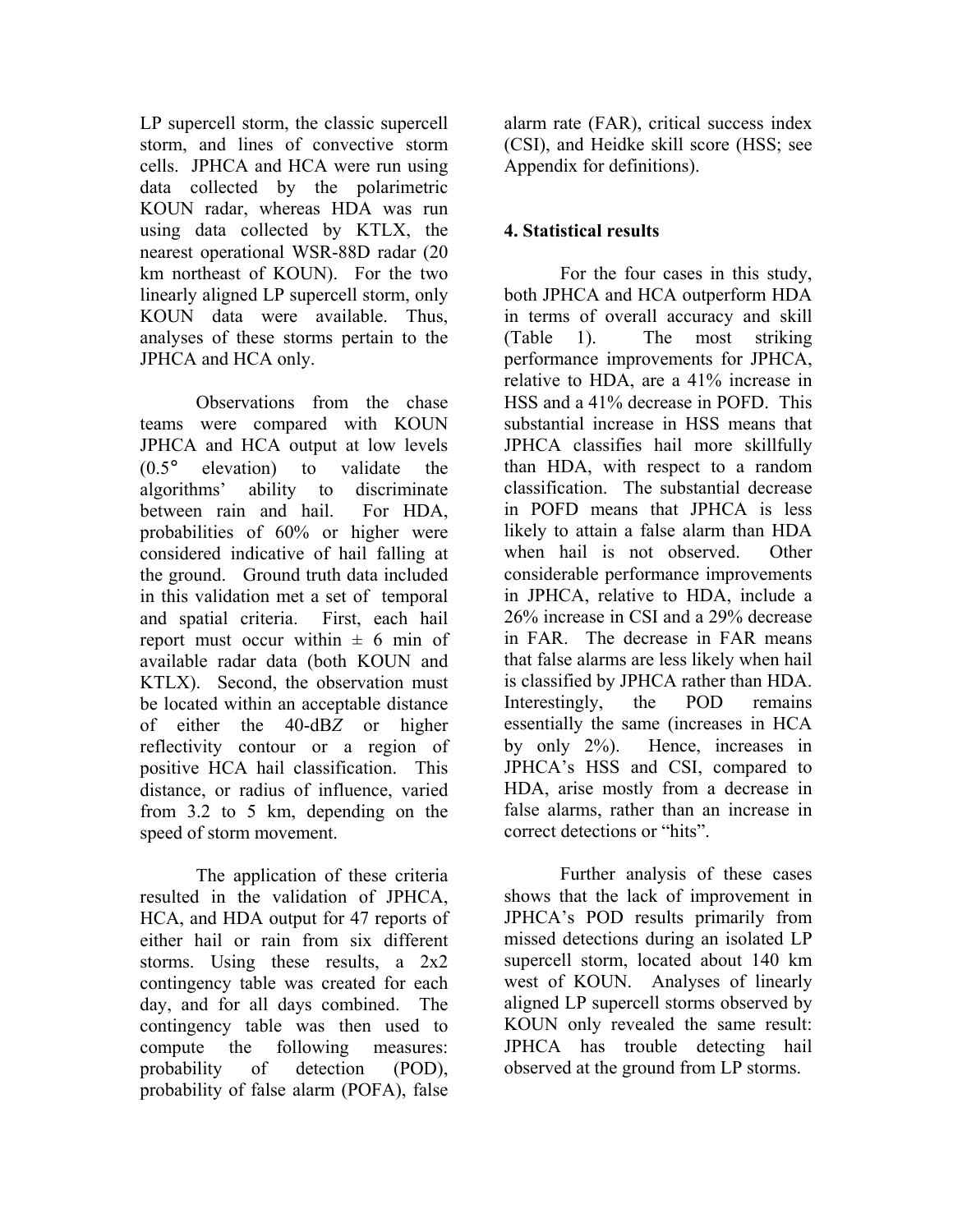LP supercell storm, the classic supercell storm, and lines of convective storm cells. JPHCA and HCA were run using data collected by the polarimetric KOUN radar, whereas HDA was run using data collected by KTLX, the nearest operational WSR-88D radar (20 km northeast of KOUN). For the two linearly aligned LP supercell storm, only KOUN data were available. Thus, analyses of these storms pertain to the JPHCA and HCA only.

Observations from the chase teams were compared with KOUN JPHCA and HCA output at low levels (0.5° elevation) to validate the algorithms' ability to discriminate between rain and hail. For HDA, probabilities of 60% or higher were considered indicative of hail falling at the ground. Ground truth data included in this validation met a set of temporal and spatial criteria. First, each hail report must occur within ± 6 min of available radar data (both KOUN and KTLX). Second, the observation must be located within an acceptable distance of either the 40-dB*Z* or higher reflectivity contour or a region of positive HCA hail classification. This distance, or radius of influence, varied from 3.2 to 5 km, depending on the speed of storm movement.

The application of these criteria resulted in the validation of JPHCA, HCA, and HDA output for 47 reports of either hail or rain from six different storms. Using these results, a 2x2 contingency table was created for each day, and for all days combined. The contingency table was then used to compute the following measures: probability of detection (POD), probability of false alarm (POFA), false alarm rate (FAR), critical success index (CSI), and Heidke skill score (HSS; see Appendix for definitions).

## 4. Statistical results

For the four cases in this study, both JPHCA and HCA outperform HDA in terms of overall accuracy and skill (Table 1). The most striking performance improvements for JPHCA, relative to HDA, are a 41% increase in HSS and a 41% decrease in POFD. This substantial increase in HSS means that JPHCA classifies hail more skillfully than HDA, with respect to a random classification. The substantial decrease in POFD means that JPHCA is less likely to attain a false alarm than HDA when hail is not observed. Other considerable performance improvements in JPHCA, relative to HDA, include a 26% increase in CSI and a 29% decrease in FAR. The decrease in FAR means that false alarms are less likely when hail is classified by JPHCA rather than HDA. Interestingly, the POD remains essentially the same (increases in HCA by only 2%). Hence, increases in JPHCA's HSS and CSI, compared to HDA, arise mostly from a decrease in false alarms, rather than an increase in correct detections or "hits".

Further analysis of these cases shows that the lack of improvement in JPHCA's POD results primarily from missed detections during an isolated LP supercell storm, located about 140 km west of KOUN. Analyses of linearly aligned LP supercell storms observed by KOUN only revealed the same result: JPHCA has trouble detecting hail observed at the ground from LP storms.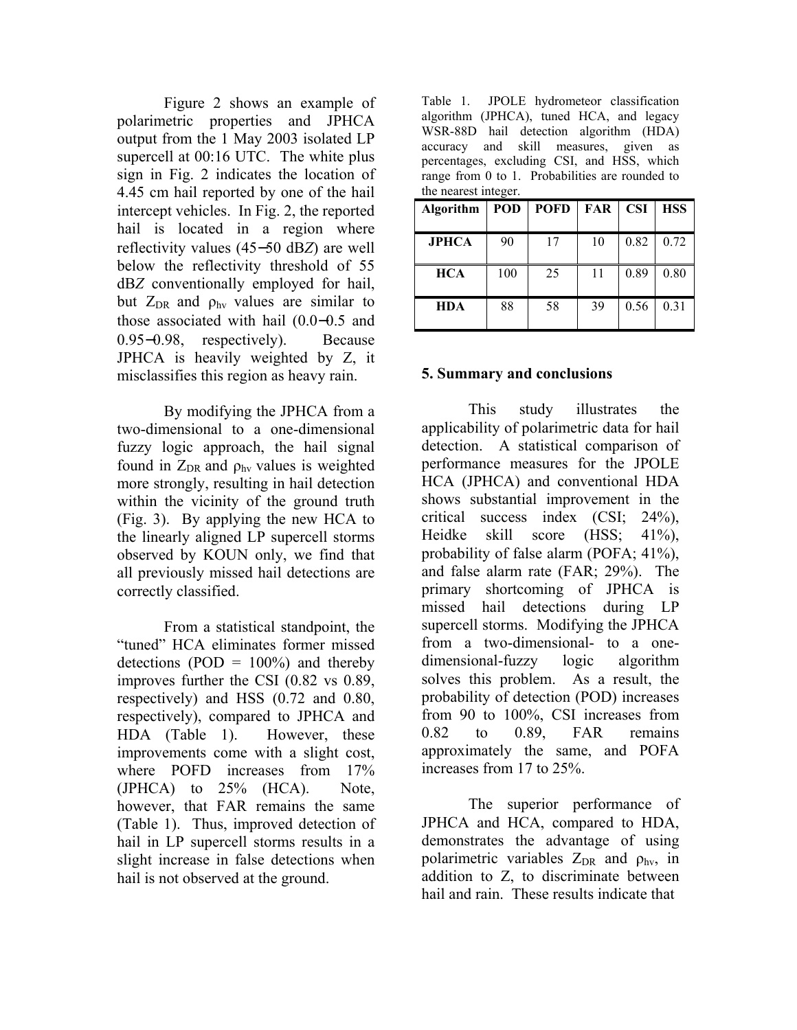Figure 2 shows an example of polarimetric properties and JPHCA output from the 1 May 2003 isolated LP supercell at 00:16 UTC. The white plus sign in Fig. 2 indicates the location of 4.45 cm hail reported by one of the hail intercept vehicles. In Fig. 2, the reported hail is located in a region where reflectivity values (45−50 dB*Z*) are well below the reflectivity threshold of 55 dB*Z* conventionally employed for hail, but $Z_{DR}$ and $\rho_{hv}$ values are similar to those associated with hail (0.0−0.5 and 0.95−0.98, respectively). Because JPHCA is heavily weighted by Z, it misclassifies this region as heavy rain.

By modifying the JPHCA from a two-dimensional to a one-dimensional fuzzy logic approach, the hail signal found in $Z_{DR}$ and $\rho_{hv}$ values is weighted more strongly, resulting in hail detection within the vicinity of the ground truth (Fig. 3). By applying the new HCA to the linearly aligned LP supercell storms observed by KOUN only, we find that all previously missed hail detections are correctly classified.

From a statistical standpoint, the "tuned" HCA eliminates former missed detections (POD = 100%) and thereby improves further the CSI (0.82 vs 0.89, respectively) and HSS (0.72 and 0.80, respectively), compared to JPHCA and HDA (Table 1). However, these improvements come with a slight cost, where POFD increases from 17% (JPHCA) to 25% (HCA). Note, however, that FAR remains the same (Table 1). Thus, improved detection of hail in LP supercell storms results in a slight increase in false detections when hail is not observed at the ground.

Table 1. JPOLE hydrometeor classification algorithm (JPHCA), tuned HCA, and legacy WSR-88D hail detection algorithm (HDA) accuracy and skill measures, given as percentages, excluding CSI, and HSS, which range from 0 to 1. Probabilities are rounded to the nearest integer.

| Algorithm | POD | POFD | FAR | CSI | HSS |
|---|---|---|---|---|---|
| **JPHCA** | 90 | 17 | 10 | 0.82 | 0.72 |
| **HCA** | 100 | 25 | 11 | 0.89 | 0.80 |
| **HDA** | 88 | 58 | 39 | 0.56 | 0.31 |

## 5. Summary and conclusions

This study illustrates the applicability of polarimetric data for hail detection. A statistical comparison of performance measures for the JPOLE HCA (JPHCA) and conventional HDA shows substantial improvement in the critical success index (CSI; 24%), Heidke skill score (HSS; 41%), probability of false alarm (POFA; 41%), and false alarm rate (FAR; 29%). The primary shortcoming of JPHCA is missed hail detections during LP supercell storms. Modifying the JPHCA from a two-dimensional- to a one-dimensional-fuzzy logic algorithm solves this problem. As a result, the probability of detection (POD) increases from 90 to 100%, CSI increases from 0.82 to 0.89, FAR remains approximately the same, and POFA increases from 17 to 25%.

The superior performance of JPHCA and HCA, compared to HDA, demonstrates the advantage of using polarimetric variables $Z_{DR}$ and $\rho_{hv}$, in addition to Z, to discriminate between hail and rain. These results indicate that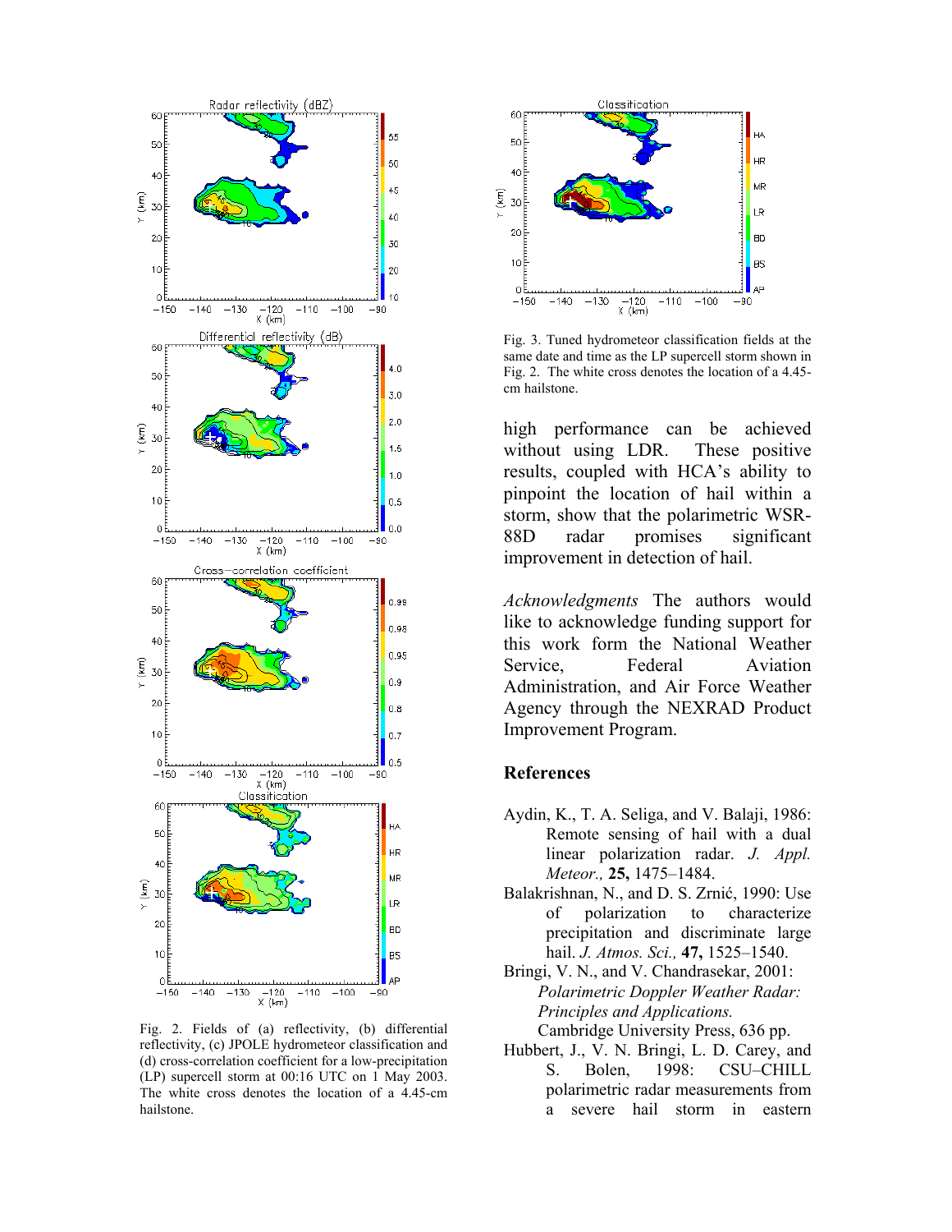Fig. 2. Fields of (a) reflectivity, (b) differential reflectivity, (c) JPOLE hydrometeor classification and (d) cross-correlation coefficient for a low-precipitation (LP) supercell storm at 00:16 UTC on 1 May 2003. The white cross denotes the location of a 4.45-cm hailstone.

Fig. 3. Tuned hydrometeor classification fields at the same date and time as the LP supercell storm shown in Fig. 2. The white cross denotes the location of a 4.45-cm hailstone.

high performance can be achieved without using LDR. These positive results, coupled with HCA's ability to pinpoint the location of hail within a storm, show that the polarimetric WSR-88D radar promises significant improvement in detection of hail.

*Acknowledgments* The authors would like to acknowledge funding support for this work form the National Weather Service, Federal Aviation Administration, and Air Force Weather Agency through the NEXRAD Product Improvement Program.

## References

Aydin, K., T. A. Seliga, and V. Balaji, 1986: Remote sensing of hail with a dual linear polarization radar. *J. Appl. Meteor.,* **25,** 1475–1484.

Balakrishnan, N., and D. S. Zrnić, 1990: Use of polarization to characterize precipitation and discriminate large hail. *J. Atmos. Sci.,* **47,** 1525–1540.

Bringi, V. N., and V. Chandrasekar, 2001: *Polarimetric Doppler Weather Radar: Principles and Applications.* Cambridge University Press, 636 pp.

Hubbert, J., V. N. Bringi, L. D. Carey, and S. Bolen, 1998: CSU–CHILL polarimetric radar measurements from a severe hail storm in eastern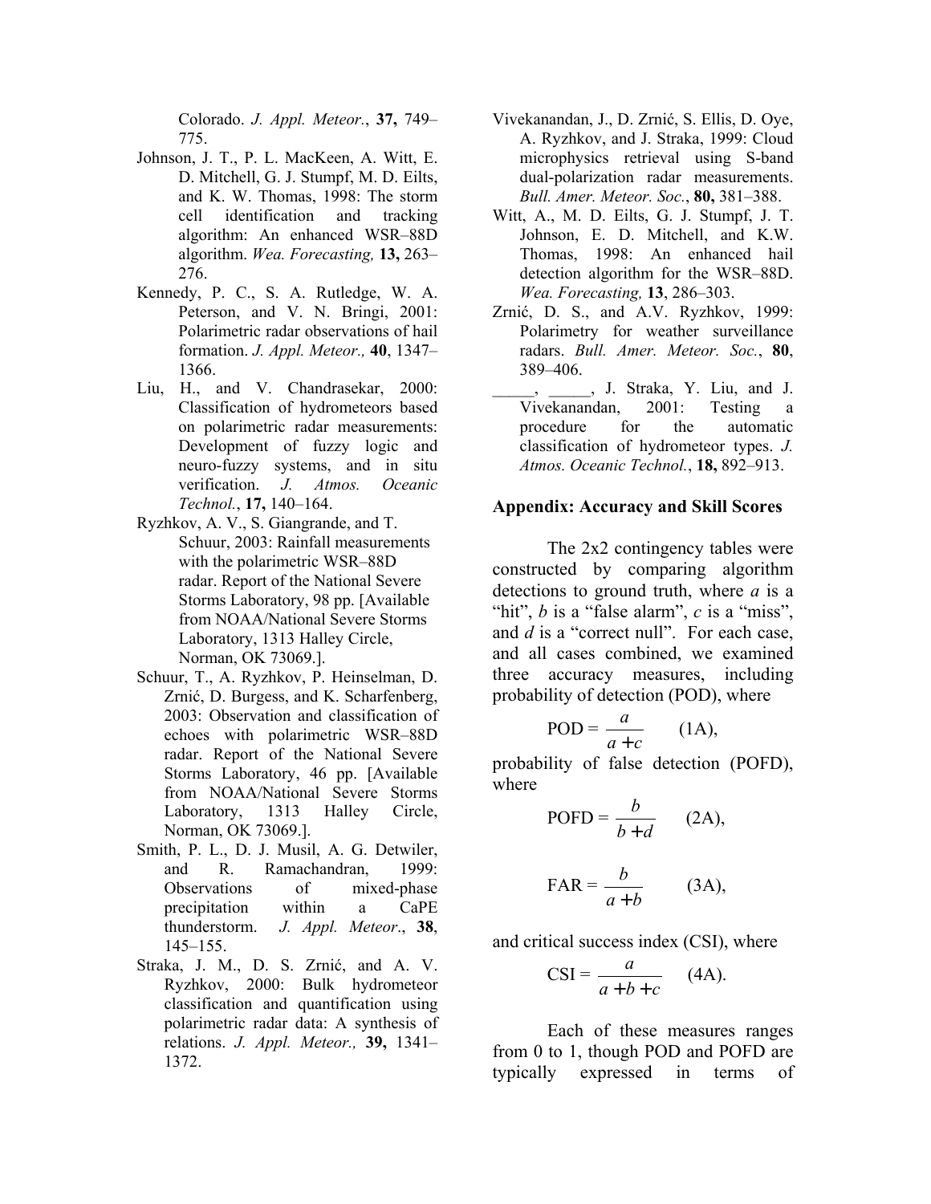Colorado. *J. Appl. Meteor.*, **37,** 749–775.

Johnson, J. T., P. L. MacKeen, A. Witt, E. D. Mitchell, G. J. Stumpf, M. D. Eilts, and K. W. Thomas, 1998: The storm cell identification and tracking algorithm: An enhanced WSR–88D algorithm. *Wea. Forecasting,* **13,** 263–276.

Kennedy, P. C., S. A. Rutledge, W. A. Peterson, and V. N. Bringi, 2001: Polarimetric radar observations of hail formation. *J. Appl. Meteor.,* **40**, 1347–1366.

Liu, H., and V. Chandrasekar, 2000: Classification of hydrometeors based on polarimetric radar measurements: Development of fuzzy logic and neuro-fuzzy systems, and in situ verification. *J. Atmos. Oceanic Technol.*, **17,** 140–164.

Ryzhkov, A. V., S. Giangrande, and T. Schuur, 2003: Rainfall measurements with the polarimetric WSR–88D radar. Report of the National Severe Storms Laboratory, 98 pp. [Available from NOAA/National Severe Storms Laboratory, 1313 Halley Circle, Norman, OK 73069.].

Schuur, T., A. Ryzhkov, P. Heinselman, D. Zrnić, D. Burgess, and K. Scharfenberg, 2003: Observation and classification of echoes with polarimetric WSR–88D radar. Report of the National Severe Storms Laboratory, 46 pp. [Available from NOAA/National Severe Storms Laboratory, 1313 Halley Circle, Norman, OK 73069.].

Smith, P. L., D. J. Musil, A. G. Detwiler, and R. Ramachandran, 1999: Observations of mixed-phase precipitation within a CaPE thunderstorm. *J. Appl. Meteor*., **38**, 145–155.

Straka, J. M., D. S. Zrnić, and A. V. Ryzhkov, 2000: Bulk hydrometeor classification and quantification using polarimetric radar data: A synthesis of relations. *J. Appl. Meteor.,* **39,** 1341–1372.

Vivekanandan, J., D. Zrnić, S. Ellis, D. Oye, A. Ryzhkov, and J. Straka, 1999: Cloud microphysics retrieval using S-band dual-polarization radar measurements. *Bull. Amer. Meteor. Soc.*, **80,** 381–388.

Witt, A., M. D. Eilts, G. J. Stumpf, J. T. Johnson, E. D. Mitchell, and K.W. Thomas, 1998: An enhanced hail detection algorithm for the WSR–88D. *Wea. Forecasting,* **13**, 286–303.

Zrnić, D. S., and A.V. Ryzhkov, 1999: Polarimetry for weather surveillance radars. *Bull. Amer. Meteor. Soc.*, **80**, 389–406.

_____, _____, J. Straka, Y. Liu, and J. Vivekanandan, 2001: Testing a procedure for the automatic classification of hydrometeor types. *J. Atmos. Oceanic Technol.*, **18,** 892–913.

## Appendix: Accuracy and Skill Scores

The 2x2 contingency tables were constructed by comparing algorithm detections to ground truth, where *a* is a "hit", *b* is a "false alarm", *c* is a "miss", and *d* is a "correct null". For each case, and all cases combined, we examined three accuracy measures, including probability of detection (POD), where

$$\text{POD} = \frac{a}{a+c} \qquad \text{(1A)},$$

probability of false detection (POFD), where

$$\text{POFD} = \frac{b}{b+d} \qquad \text{(2A)},$$

$$\text{FAR} = \frac{b}{a+b} \qquad \text{(3A)},$$

and critical success index (CSI), where

$$\text{CSI} = \frac{a}{a+b+c} \qquad \text{(4A)}.$$

Each of these measures ranges from 0 to 1, though POD and POFD are typically expressed in terms of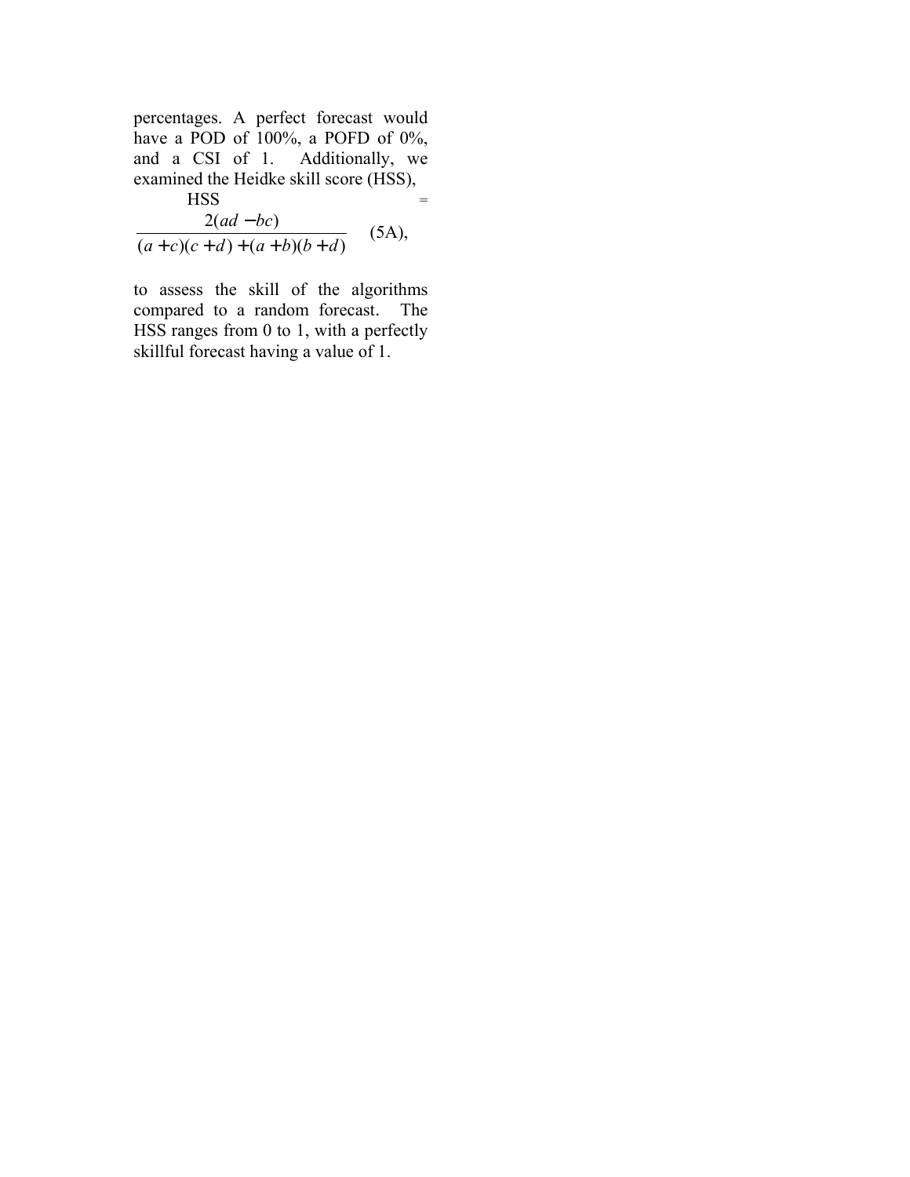percentages. A perfect forecast would have a POD of 100%, a POFD of 0%, and a CSI of 1. Additionally, we examined the Heidke skill score (HSS),

$$\text{HSS} = \frac{2(ad - bc)}{(a + c)(c + d) + (a + b)(b + d)} \quad \text{(5A)},$$

to assess the skill of the algorithms compared to a random forecast. The HSS ranges from 0 to 1, with a perfectly skillful forecast having a value of 1.